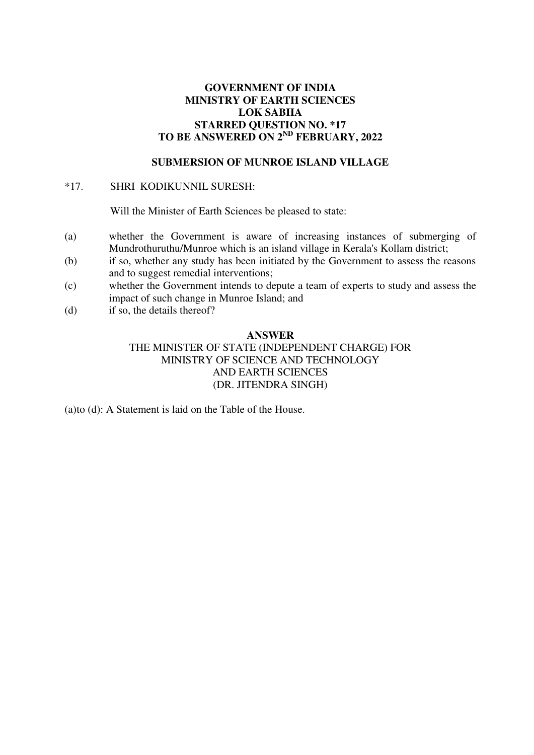**GOVERNMENT OF INDIA**
**MINISTRY OF EARTH SCIENCES**
**LOK SABHA**
**STARRED QUESTION NO. *17**
**TO BE ANSWERED ON 2ND FEBRUARY, 2022**

**SUBMERSION OF MUNROE ISLAND VILLAGE**

*17. SHRI KODIKUNNIL SURESH:

Will the Minister of Earth Sciences be pleased to state:

(a) whether the Government is aware of increasing instances of submerging of Mundrothuruthu/Munroe which is an island village in Kerala's Kollam district;

(b) if so, whether any study has been initiated by the Government to assess the reasons and to suggest remedial interventions;

(c) whether the Government intends to depute a team of experts to study and assess the impact of such change in Munroe Island; and

(d) if so, the details thereof?

**ANSWER**

THE MINISTER OF STATE (INDEPENDENT CHARGE) FOR
MINISTRY OF SCIENCE AND TECHNOLOGY
AND EARTH SCIENCES
(DR. JITENDRA SINGH)

(a)to (d): A Statement is laid on the Table of the House.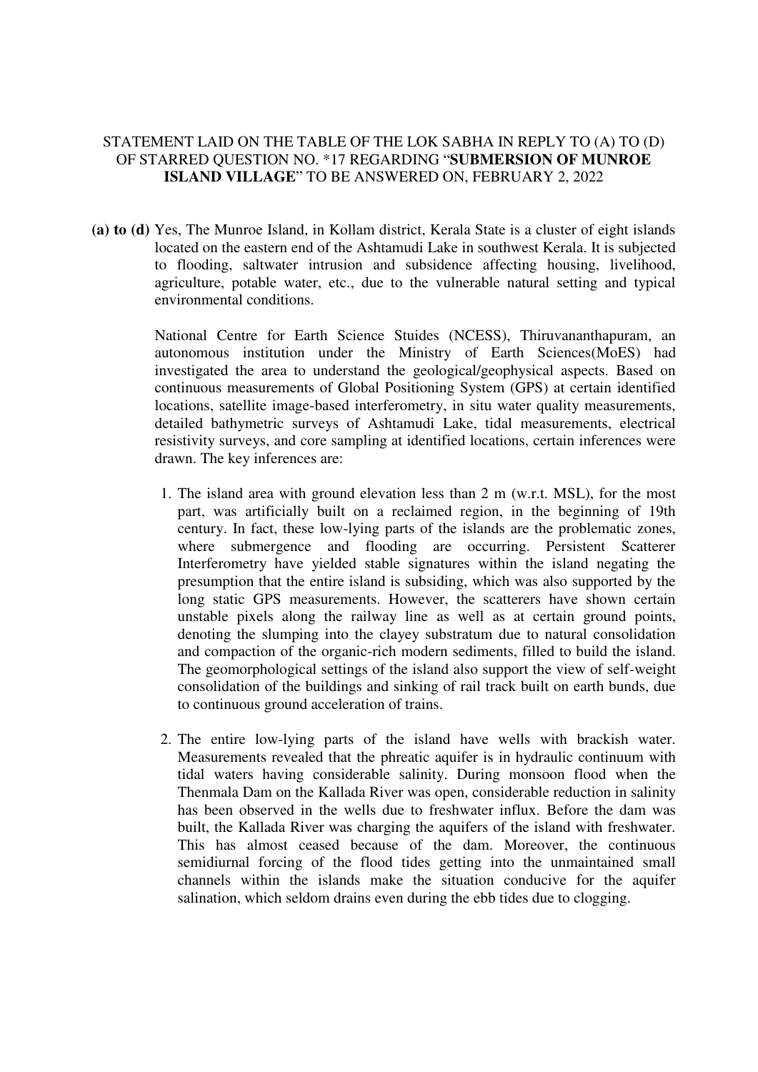STATEMENT LAID ON THE TABLE OF THE LOK SABHA IN REPLY TO (A) TO (D) OF STARRED QUESTION NO. *17 REGARDING "**SUBMERSION OF MUNROE ISLAND VILLAGE**" TO BE ANSWERED ON, FEBRUARY 2, 2022

**(a) to (d)** Yes, The Munroe Island, in Kollam district, Kerala State is a cluster of eight islands located on the eastern end of the Ashtamudi Lake in southwest Kerala. It is subjected to flooding, saltwater intrusion and subsidence affecting housing, livelihood, agriculture, potable water, etc., due to the vulnerable natural setting and typical environmental conditions.

National Centre for Earth Science Stuides (NCESS), Thiruvananthapuram, an autonomous institution under the Ministry of Earth Sciences(MoES) had investigated the area to understand the geological/geophysical aspects. Based on continuous measurements of Global Positioning System (GPS) at certain identified locations, satellite image-based interferometry, in situ water quality measurements, detailed bathymetric surveys of Ashtamudi Lake, tidal measurements, electrical resistivity surveys, and core sampling at identified locations, certain inferences were drawn. The key inferences are:

1. The island area with ground elevation less than 2 m (w.r.t. MSL), for the most part, was artificially built on a reclaimed region, in the beginning of 19th century. In fact, these low-lying parts of the islands are the problematic zones, where submergence and flooding are occurring. Persistent Scatterer Interferometry have yielded stable signatures within the island negating the presumption that the entire island is subsiding, which was also supported by the long static GPS measurements. However, the scatterers have shown certain unstable pixels along the railway line as well as at certain ground points, denoting the slumping into the clayey substratum due to natural consolidation and compaction of the organic-rich modern sediments, filled to build the island. The geomorphological settings of the island also support the view of self-weight consolidation of the buildings and sinking of rail track built on earth bunds, due to continuous ground acceleration of trains.

2. The entire low-lying parts of the island have wells with brackish water. Measurements revealed that the phreatic aquifer is in hydraulic continuum with tidal waters having considerable salinity. During monsoon flood when the Thenmala Dam on the Kallada River was open, considerable reduction in salinity has been observed in the wells due to freshwater influx. Before the dam was built, the Kallada River was charging the aquifers of the island with freshwater. This has almost ceased because of the dam. Moreover, the continuous semidiurnal forcing of the flood tides getting into the unmaintained small channels within the islands make the situation conducive for the aquifer salination, which seldom drains even during the ebb tides due to clogging.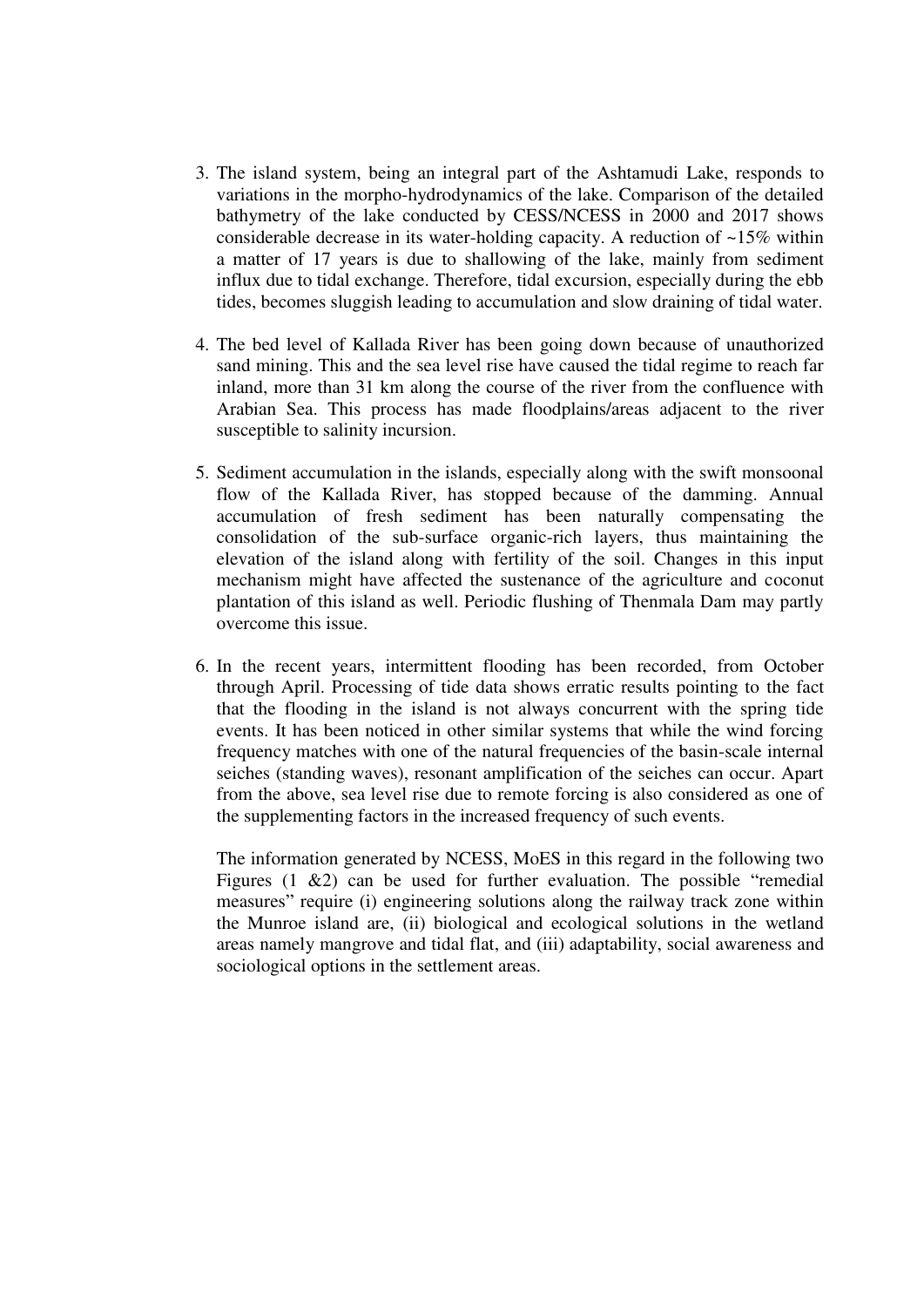3. The island system, being an integral part of the Ashtamudi Lake, responds to variations in the morpho-hydrodynamics of the lake. Comparison of the detailed bathymetry of the lake conducted by CESS/NCESS in 2000 and 2017 shows considerable decrease in its water-holding capacity. A reduction of ~15% within a matter of 17 years is due to shallowing of the lake, mainly from sediment influx due to tidal exchange. Therefore, tidal excursion, especially during the ebb tides, becomes sluggish leading to accumulation and slow draining of tidal water.

4. The bed level of Kallada River has been going down because of unauthorized sand mining. This and the sea level rise have caused the tidal regime to reach far inland, more than 31 km along the course of the river from the confluence with Arabian Sea. This process has made floodplains/areas adjacent to the river susceptible to salinity incursion.

5. Sediment accumulation in the islands, especially along with the swift monsoonal flow of the Kallada River, has stopped because of the damming. Annual accumulation of fresh sediment has been naturally compensating the consolidation of the sub-surface organic-rich layers, thus maintaining the elevation of the island along with fertility of the soil. Changes in this input mechanism might have affected the sustenance of the agriculture and coconut plantation of this island as well. Periodic flushing of Thenmala Dam may partly overcome this issue.

6. In the recent years, intermittent flooding has been recorded, from October through April. Processing of tide data shows erratic results pointing to the fact that the flooding in the island is not always concurrent with the spring tide events. It has been noticed in other similar systems that while the wind forcing frequency matches with one of the natural frequencies of the basin-scale internal seiches (standing waves), resonant amplification of the seiches can occur. Apart from the above, sea level rise due to remote forcing is also considered as one of the supplementing factors in the increased frequency of such events.

   The information generated by NCESS, MoES in this regard in the following two Figures (1 &2) can be used for further evaluation. The possible "remedial measures" require (i) engineering solutions along the railway track zone within the Munroe island are, (ii) biological and ecological solutions in the wetland areas namely mangrove and tidal flat, and (iii) adaptability, social awareness and sociological options in the settlement areas.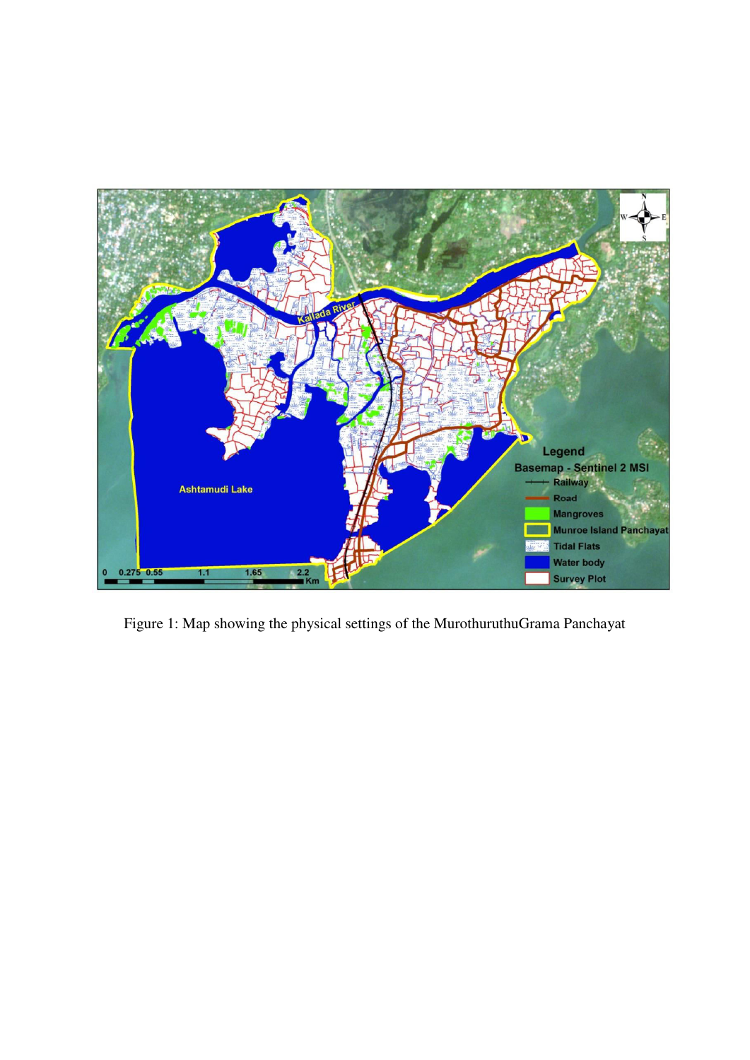Figure 1: Map showing the physical settings of the MurothuruthuGrama Panchayat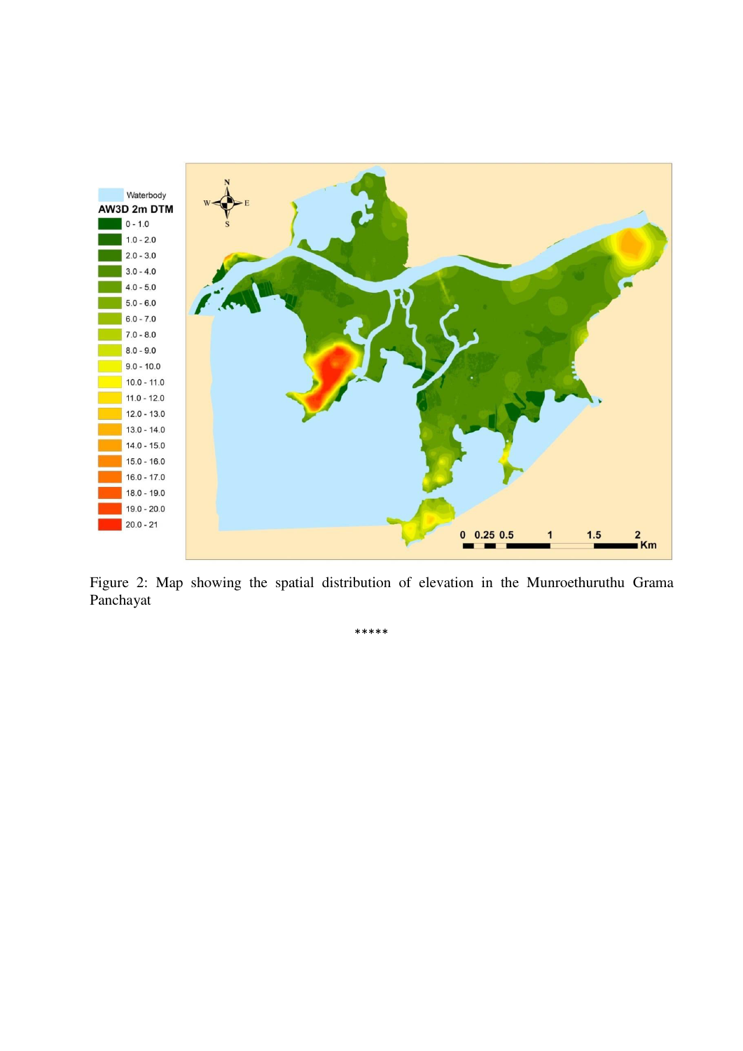Waterbody

AW3D 2m DTM

0 - 1.0
1.0 - 2.0
2.0 - 3.0
3.0 - 4.0
4.0 - 5.0
5.0 - 6.0
6.0 - 7.0
7.0 - 8.0
8.0 - 9.0
9.0 - 10.0
10.0 - 11.0
11.0 - 12.0
12.0 - 13.0
13.0 - 14.0
14.0 - 15.0
15.0 - 16.0
16.0 - 17.0
18.0 - 19.0
19.0 - 20.0
20.0 - 21

N
W E
S

0 0.25 0.5 1 1.5 2
Km

Figure 2: Map showing the spatial distribution of elevation in the Munroethuruthu Grama Panchayat

*****